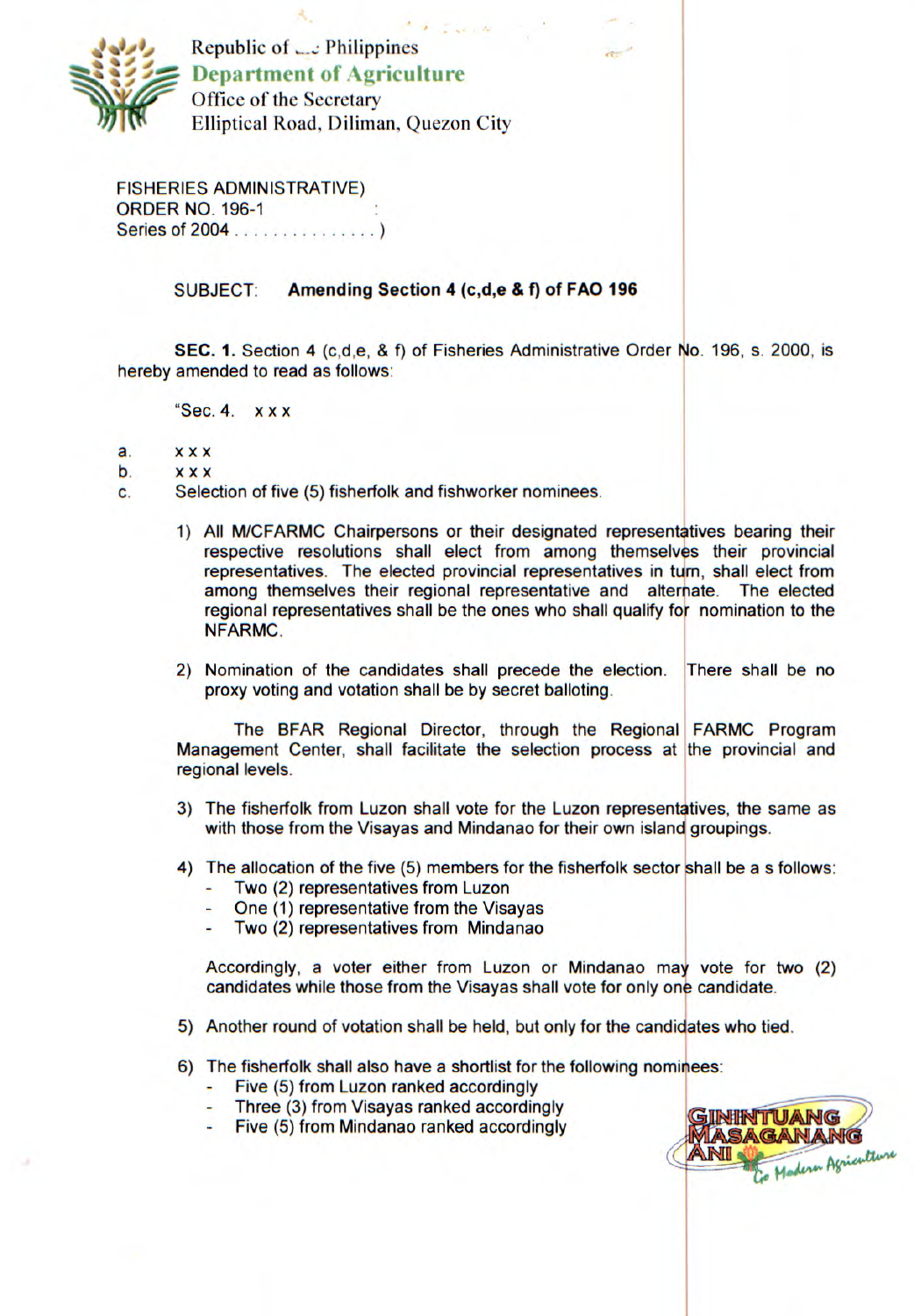Republic of the Philippines
**Department of Agriculture**
Office of the Secretary
Elliptical Road, Diliman, Quezon City

FISHERIES ADMINISTRATIVE)
ORDER NO. 196-1 :
Series of 2004 . . . . . . . . . . . . . . . )

SUBJECT: **Amending Section 4 (c,d,e & f) of FAO 196**

**SEC. 1.** Section 4 (c,d,e, & f) of Fisheries Administrative Order No. 196, s. 2000, is hereby amended to read as follows:

"Sec. 4. x x x

a. x x x

b. x x x

c. Selection of five (5) fisherfolk and fishworker nominees.

1) All M/CFARMC Chairpersons or their designated representatives bearing their respective resolutions shall elect from among themselves their provincial representatives. The elected provincial representatives in turn, shall elect from among themselves their regional representative and alternate. The elected regional representatives shall be the ones who shall qualify for nomination to the NFARMC.

2) Nomination of the candidates shall precede the election. There shall be no proxy voting and votation shall be by secret balloting.

The BFAR Regional Director, through the Regional FARMC Program Management Center, shall facilitate the selection process at the provincial and regional levels.

3) The fisherfolk from Luzon shall vote for the Luzon representatives, the same as with those from the Visayas and Mindanao for their own island groupings.

4) The allocation of the five (5) members for the fisherfolk sector shall be a s follows:
   - Two (2) representatives from Luzon
   - One (1) representative from the Visayas
   - Two (2) representatives from Mindanao

   Accordingly, a voter either from Luzon or Mindanao may vote for two (2) candidates while those from the Visayas shall vote for only one candidate.

5) Another round of votation shall be held, but only for the candidates who tied.

6) The fisherfolk shall also have a shortlist for the following nominees:
   - Five (5) from Luzon ranked accordingly
   - Three (3) from Visayas ranked accordingly
   - Five (5) from Mindanao ranked accordingly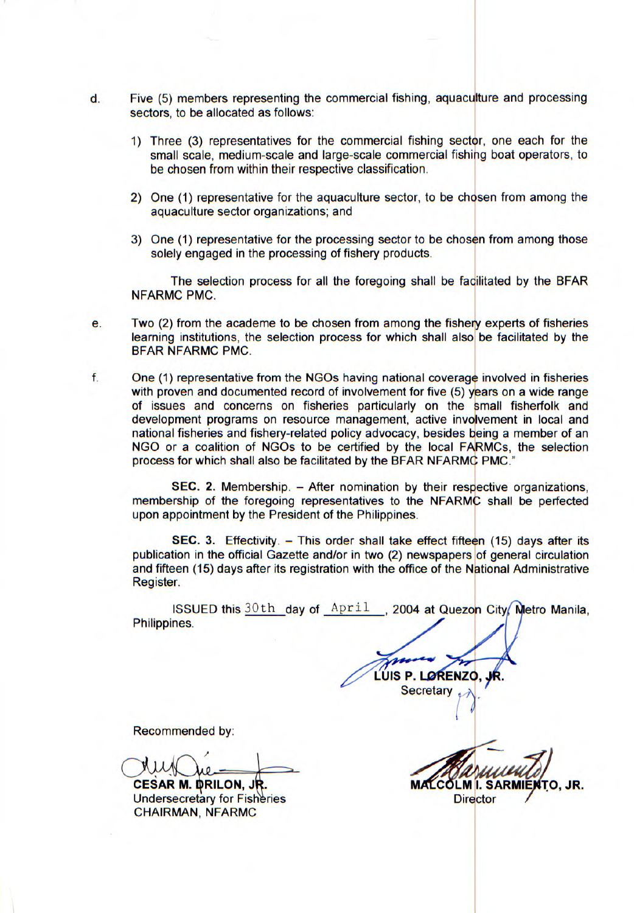d. Five (5) members representing the commercial fishing, aquaculture and processing sectors, to be allocated as follows:

   1) Three (3) representatives for the commercial fishing sector, one each for the small scale, medium-scale and large-scale commercial fishing boat operators, to be chosen from within their respective classification.

   2) One (1) representative for the aquaculture sector, to be chosen from among the aquaculture sector organizations; and

   3) One (1) representative for the processing sector to be chosen from among those solely engaged in the processing of fishery products.

   The selection process for all the foregoing shall be facilitated by the BFAR NFARMC PMC.

e. Two (2) from the academe to be chosen from among the fishery experts of fisheries learning institutions, the selection process for which shall also be facilitated by the BFAR NFARMC PMC.

f. One (1) representative from the NGOs having national coverage involved in fisheries with proven and documented record of involvement for five (5) years on a wide range of issues and concerns on fisheries particularly on the small fisherfolk and development programs on resource management, active involvement in local and national fisheries and fishery-related policy advocacy, besides being a member of an NGO or a coalition of NGOs to be certified by the local FARMCs, the selection process for which shall also be facilitated by the BFAR NFARMC PMC."

**SEC. 2.** Membership. – After nomination by their respective organizations, membership of the foregoing representatives to the NFARMC shall be perfected upon appointment by the President of the Philippines.

**SEC. 3.** Effectivity. – This order shall take effect fifteen (15) days after its publication in the official Gazette and/or in two (2) newspapers of general circulation and fifteen (15) days after its registration with the office of the National Administrative Register.

ISSUED this 30th day of April, 2004 at Quezon City, Metro Manila, Philippines.

**LUIS P. LORENZO, JR.**
Secretary

Recommended by:

**CESAR M. DRILON, JR.**
Undersecretary for Fisheries
CHAIRMAN, NFARMC

**MALCOLM I. SARMIENTO, JR.**
Director